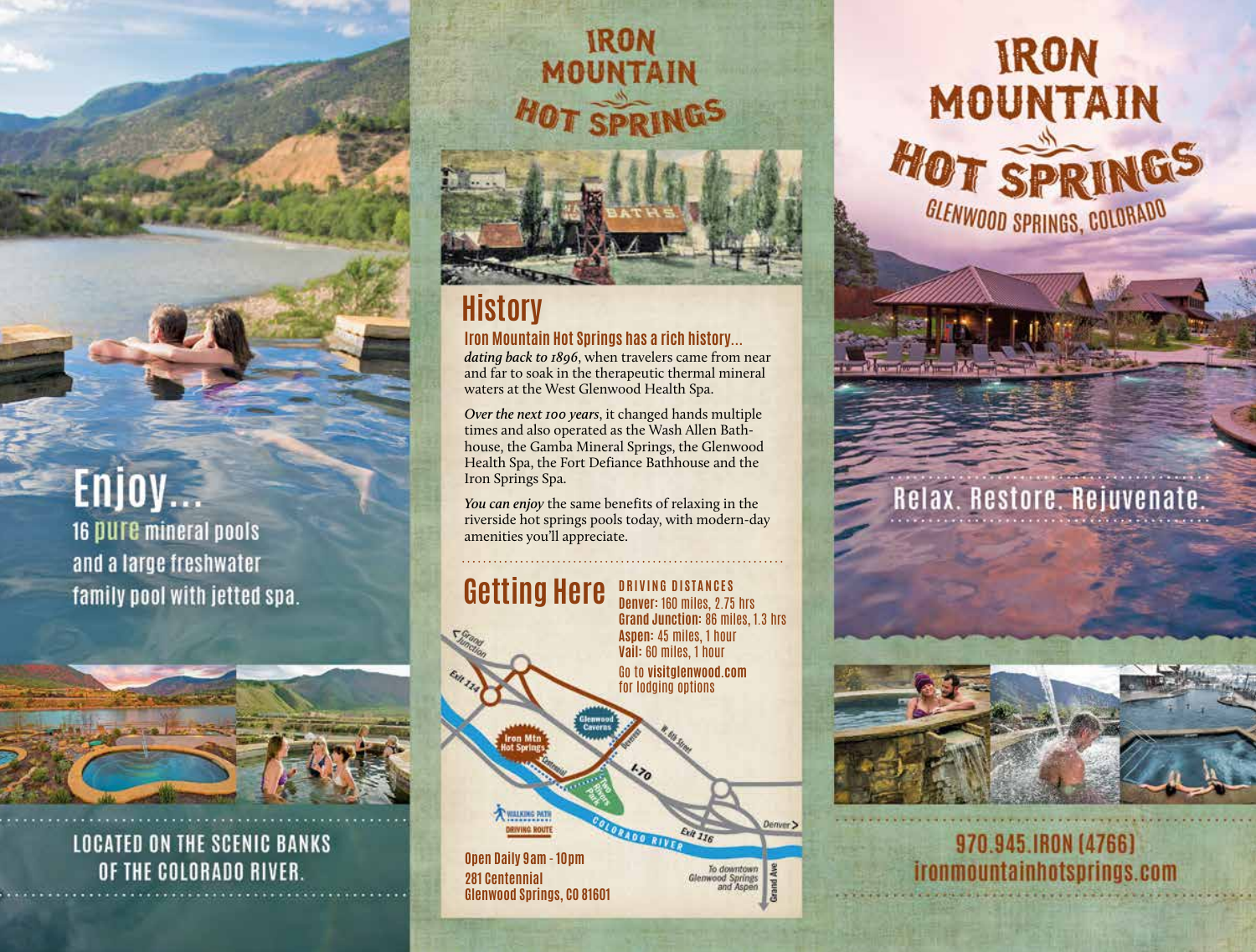# IRON MOUNTAIN HOT SPRINGS

GLENWOOD SPRINGS, COLORADO

Relax. Restore. Rejuvenate.

970.945.IRON (4766)
ironmountainhotsprings.com

## Enjoy...

16 pure mineral pools and a large freshwater family pool with jetted spa.

LOCATED ON THE SCENIC BANKS OF THE COLORADO RIVER.

## History

### Iron Mountain Hot Springs has a rich history...

*dating back to 1896*, when travelers came from near and far to soak in the therapeutic thermal mineral waters at the West Glenwood Health Spa.

*Over the next 100 years*, it changed hands multiple times and also operated as the Wash Allen Bath-house, the Gamba Mineral Springs, the Glenwood Health Spa, the Fort Defiance Bathhouse and the Iron Springs Spa.

*You can enjoy* the same benefits of relaxing in the riverside hot springs pools today, with modern-day amenities you'll appreciate.

## Getting Here

**DRIVING DISTANCES**

- **Denver:** 160 miles, 2.75 hrs
- **Grand Junction:** 86 miles, 1.3 hrs
- **Aspen:** 45 miles, 1 hour
- **Vail:** 60 miles, 1 hour

Go to **visitglenwood.com** for lodging options

Open Daily 9am - 10pm
281 Centennial
Glenwood Springs, CO 81601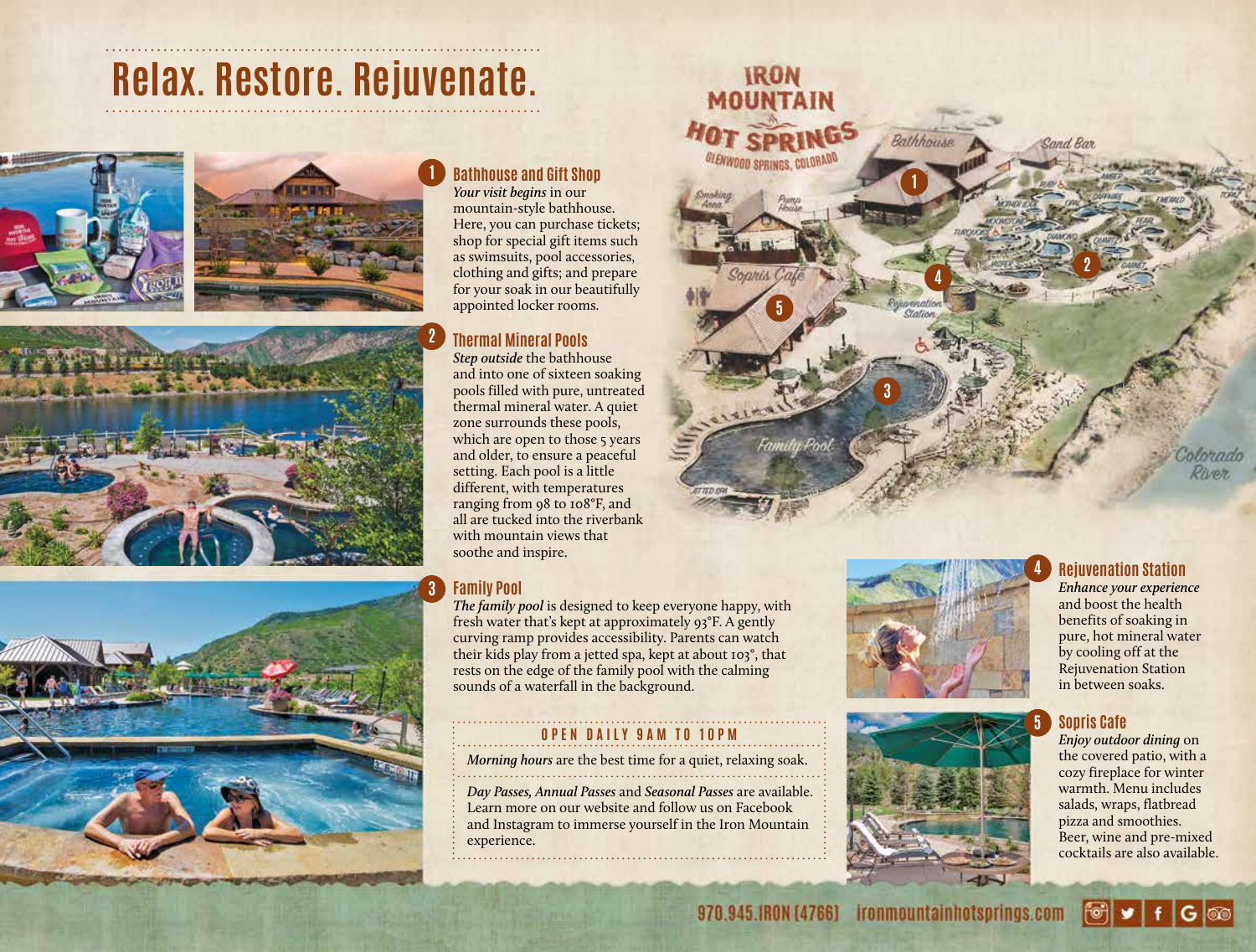# Relax. Restore. Rejuvenate.

## 1 Bathhouse and Gift Shop

***Your visit begins*** in our mountain-style bathhouse. Here, you can purchase tickets; shop for special gift items such as swimsuits, pool accessories, clothing and gifts; and prepare for your soak in our beautifully appointed locker rooms.

## 2 Thermal Mineral Pools

***Step outside*** the bathhouse and into one of sixteen soaking pools filled with pure, untreated thermal mineral water. A quiet zone surrounds these pools, which are open to those 5 years and older, to ensure a peaceful setting. Each pool is a little different, with temperatures ranging from 98 to 108°F, and all are tucked into the riverbank with mountain views that soothe and inspire.

## 3 Family Pool

*The family pool* is designed to keep everyone happy, with fresh water that's kept at approximately 93°F. A gently curving ramp provides accessibility. Parents can watch their kids play from a jetted spa, kept at about 103°, that rests on the edge of the family pool with the calming sounds of a waterfall in the background.

### OPEN DAILY 9AM TO 10PM

*Morning hours* are the best time for a quiet, relaxing soak.

*Day Passes, Annual Passes* and *Seasonal Passes* are available. Learn more on our website and follow us on Facebook and Instagram to immerse yourself in the Iron Mountain experience.

IRON MOUNTAIN HOT SPRINGS
GLENWOOD SPRINGS, COLORADO

Bathhouse
Sand Bar
Smoking Area
Pump House
Sopris Cafe
Rejuvenation Station
Family Pool
Colorado River

## 4 Rejuvenation Station

***Enhance your experience*** and boost the health benefits of soaking in pure, hot mineral water by cooling off at the Rejuvenation Station in between soaks.

## 5 Sopris Cafe

***Enjoy outdoor dining*** on the covered patio, with a cozy fireplace for winter warmth. Menu includes salads, wraps, flatbread pizza and smoothies. Beer, wine and pre-mixed cocktails are also available.

970.945.IRON (4766) ironmountainhotsprings.com